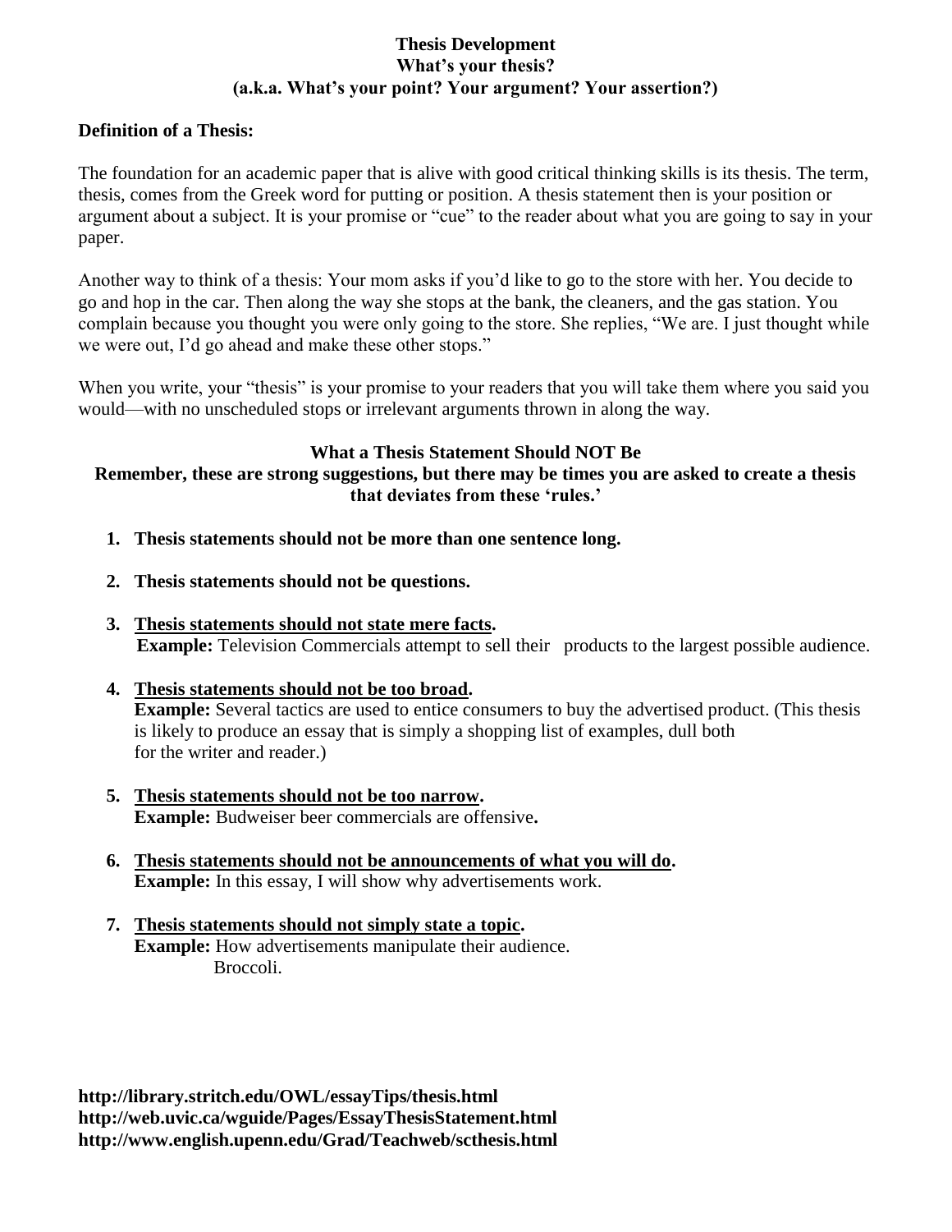# Thesis Development

## What's your thesis?

## (a.k.a. What's your point? Your argument? Your assertion?)

**Definition of a Thesis:**

The foundation for an academic paper that is alive with good critical thinking skills is its thesis. The term, thesis, comes from the Greek word for putting or position. A thesis statement then is your position or argument about a subject. It is your promise or "cue" to the reader about what you are going to say in your paper.

Another way to think of a thesis: Your mom asks if you'd like to go to the store with her. You decide to go and hop in the car. Then along the way she stops at the bank, the cleaners, and the gas station. You complain because you thought you were only going to the store. She replies, "We are. I just thought while we were out, I'd go ahead and make these other stops."

When you write, your "thesis" is your promise to your readers that you will take them where you said you would—with no unscheduled stops or irrelevant arguments thrown in along the way.

### What a Thesis Statement Should NOT Be

**Remember, these are strong suggestions, but there may be times you are asked to create a thesis that deviates from these 'rules.'**

1. **Thesis statements should not be more than one sentence long.**
2. **Thesis statements should not be questions.**
3. **<u>Thesis statements should not state mere facts</u>.**
   **Example:** Television Commercials attempt to sell their products to the largest possible audience.
4. **<u>Thesis statements should not be too broad</u>.**
   **Example:** Several tactics are used to entice consumers to buy the advertised product. (This thesis is likely to produce an essay that is simply a shopping list of examples, dull both for the writer and reader.)
5. **<u>Thesis statements should not be too narrow</u>.**
   **Example:** Budweiser beer commercials are offensive**.**
6. **<u>Thesis statements should not be announcements of what you will do</u>.**
   **Example:** In this essay, I will show why advertisements work.
7. **<u>Thesis statements should not simply state a topic</u>.**
   **Example:** How advertisements manipulate their audience.
   Broccoli.

**http://library.stritch.edu/OWL/essayTips/thesis.html**
**http://web.uvic.ca/wguide/Pages/EssayThesisStatement.html**
**http://www.english.upenn.edu/Grad/Teachweb/scthesis.html**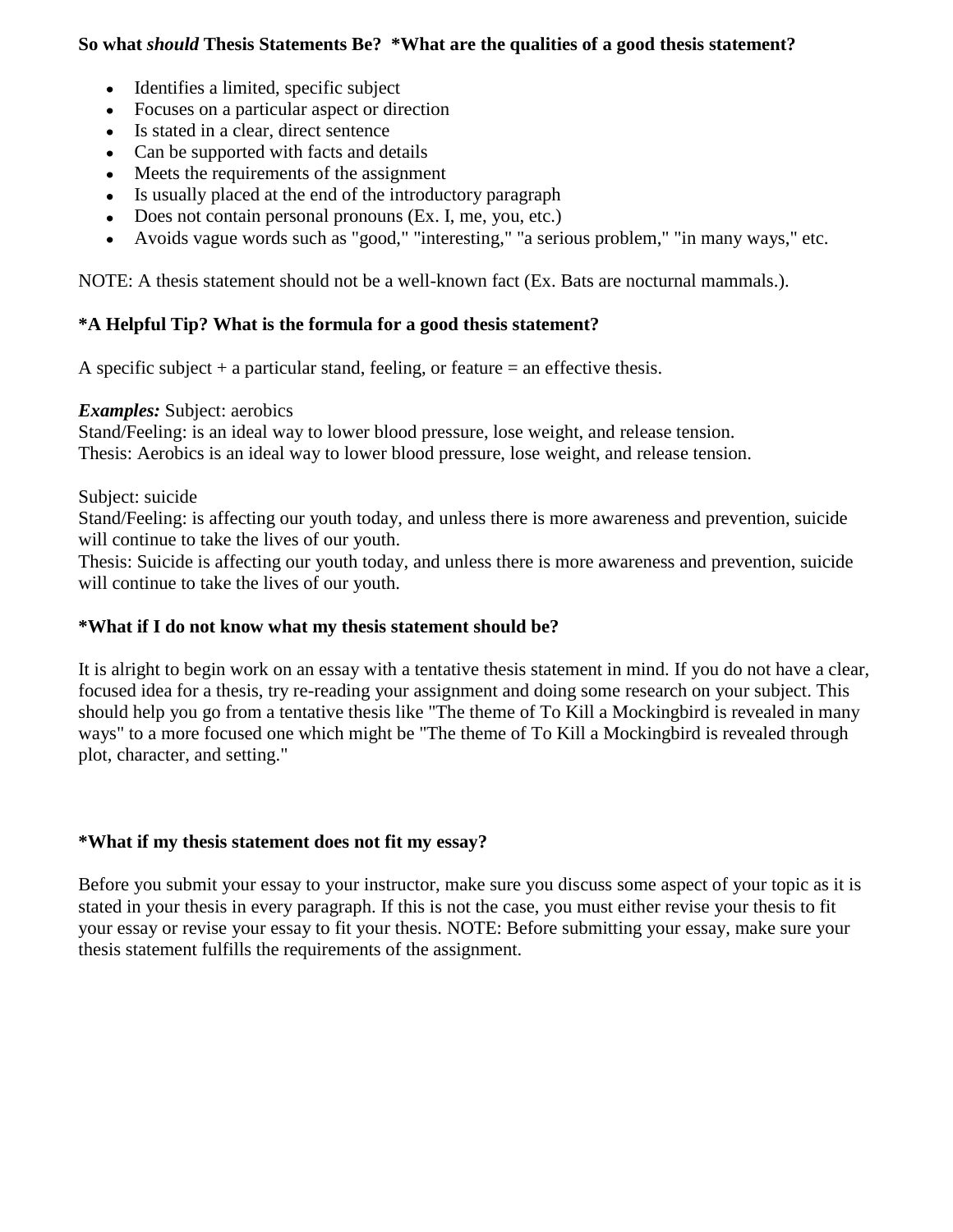**So what *should* Thesis Statements Be? *What are the qualities of a good thesis statement?**

- Identifies a limited, specific subject
- Focuses on a particular aspect or direction
- Is stated in a clear, direct sentence
- Can be supported with facts and details
- Meets the requirements of the assignment
- Is usually placed at the end of the introductory paragraph
- Does not contain personal pronouns (Ex. I, me, you, etc.)
- Avoids vague words such as "good," "interesting," "a serious problem," "in many ways," etc.

NOTE: A thesis statement should not be a well-known fact (Ex. Bats are nocturnal mammals.).

**\*A Helpful Tip? What is the formula for a good thesis statement?**

A specific subject + a particular stand, feeling, or feature = an effective thesis.

***Examples:*** Subject: aerobics
Stand/Feeling: is an ideal way to lower blood pressure, lose weight, and release tension.
Thesis: Aerobics is an ideal way to lower blood pressure, lose weight, and release tension.

Subject: suicide
Stand/Feeling: is affecting our youth today, and unless there is more awareness and prevention, suicide will continue to take the lives of our youth.
Thesis: Suicide is affecting our youth today, and unless there is more awareness and prevention, suicide will continue to take the lives of our youth.

**\*What if I do not know what my thesis statement should be?**

It is alright to begin work on an essay with a tentative thesis statement in mind. If you do not have a clear, focused idea for a thesis, try re-reading your assignment and doing some research on your subject. This should help you go from a tentative thesis like "The theme of To Kill a Mockingbird is revealed in many ways" to a more focused one which might be "The theme of To Kill a Mockingbird is revealed through plot, character, and setting."

**\*What if my thesis statement does not fit my essay?**

Before you submit your essay to your instructor, make sure you discuss some aspect of your topic as it is stated in your thesis in every paragraph. If this is not the case, you must either revise your thesis to fit your essay or revise your essay to fit your thesis. NOTE: Before submitting your essay, make sure your thesis statement fulfills the requirements of the assignment.